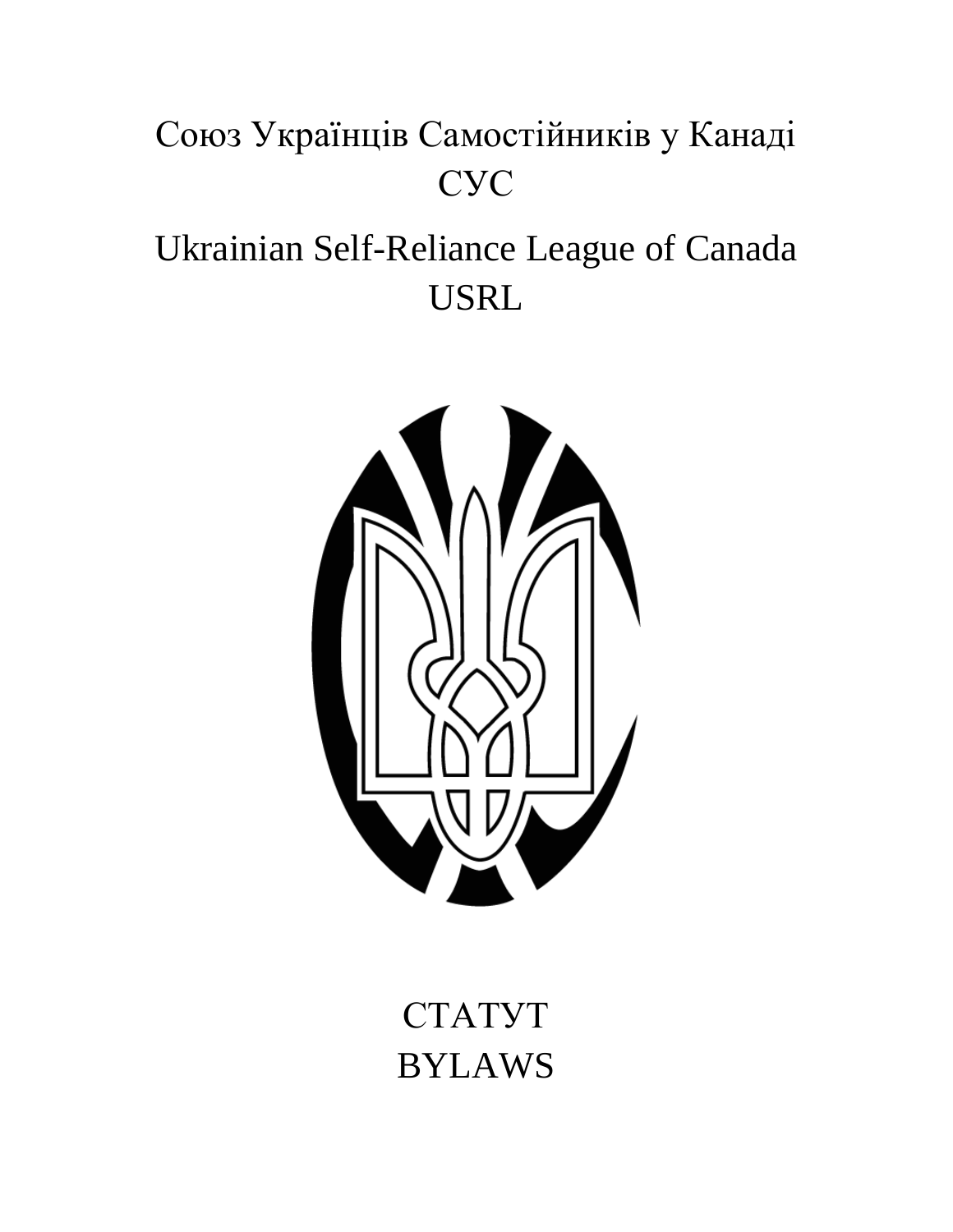# Союз Українців Самостійників у Канаді
# СУС

# Ukrainian Self-Reliance League of Canada
# USRL

# СТАТУТ
# BYLAWS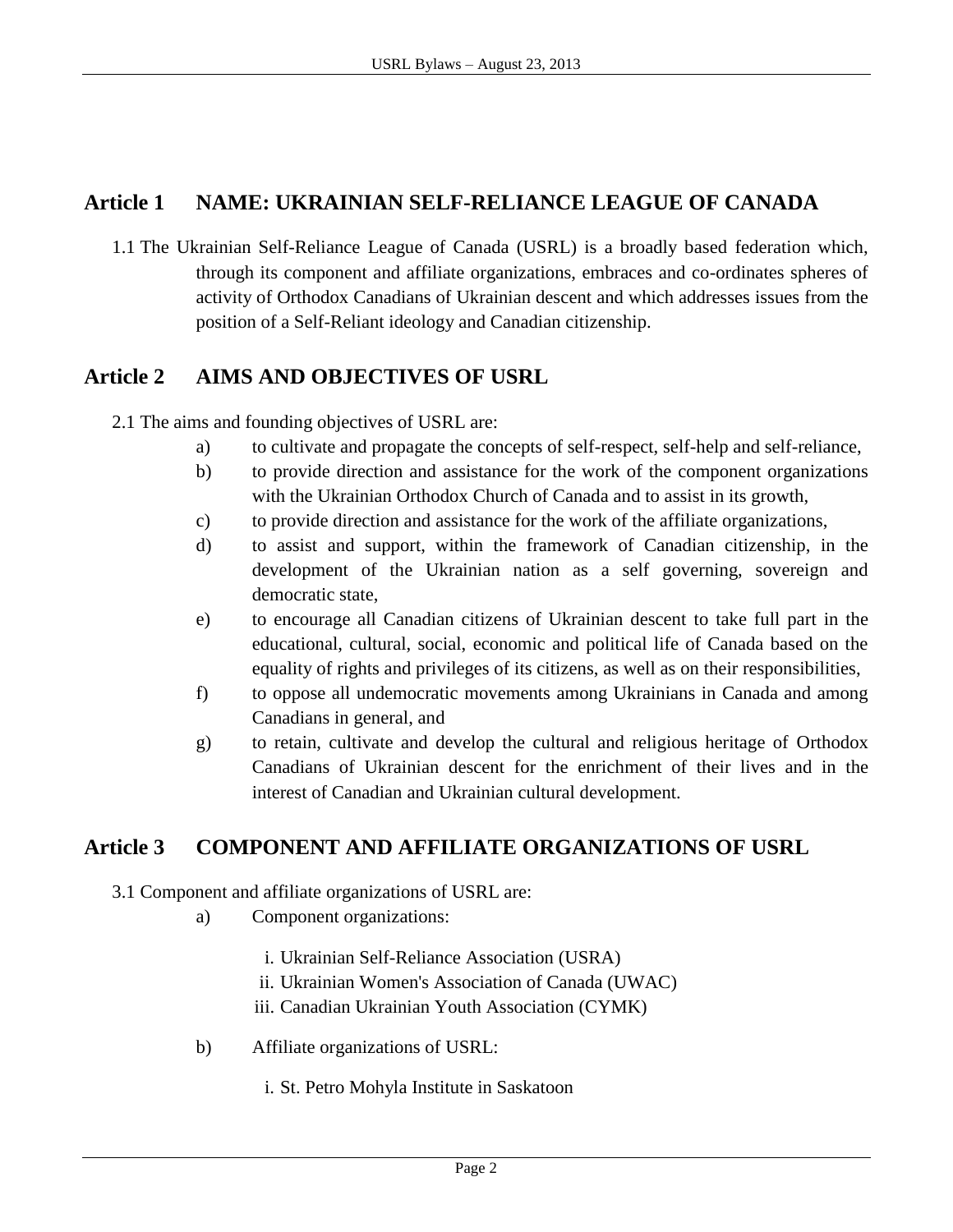## Article 1 NAME: UKRAINIAN SELF-RELIANCE LEAGUE OF CANADA

1.1 The Ukrainian Self-Reliance League of Canada (USRL) is a broadly based federation which, through its component and affiliate organizations, embraces and co-ordinates spheres of activity of Orthodox Canadians of Ukrainian descent and which addresses issues from the position of a Self-Reliant ideology and Canadian citizenship.

## Article 2 AIMS AND OBJECTIVES OF USRL

2.1 The aims and founding objectives of USRL are:

a) to cultivate and propagate the concepts of self-respect, self-help and self-reliance,

b) to provide direction and assistance for the work of the component organizations with the Ukrainian Orthodox Church of Canada and to assist in its growth,

c) to provide direction and assistance for the work of the affiliate organizations,

d) to assist and support, within the framework of Canadian citizenship, in the development of the Ukrainian nation as a self governing, sovereign and democratic state,

e) to encourage all Canadian citizens of Ukrainian descent to take full part in the educational, cultural, social, economic and political life of Canada based on the equality of rights and privileges of its citizens, as well as on their responsibilities,

f) to oppose all undemocratic movements among Ukrainians in Canada and among Canadians in general, and

g) to retain, cultivate and develop the cultural and religious heritage of Orthodox Canadians of Ukrainian descent for the enrichment of their lives and in the interest of Canadian and Ukrainian cultural development.

## Article 3 COMPONENT AND AFFILIATE ORGANIZATIONS OF USRL

3.1 Component and affiliate organizations of USRL are:

a) Component organizations:

   i. Ukrainian Self-Reliance Association (USRA)
   ii. Ukrainian Women's Association of Canada (UWAC)
   iii. Canadian Ukrainian Youth Association (CYMK)

b) Affiliate organizations of USRL:

   i. St. Petro Mohyla Institute in Saskatoon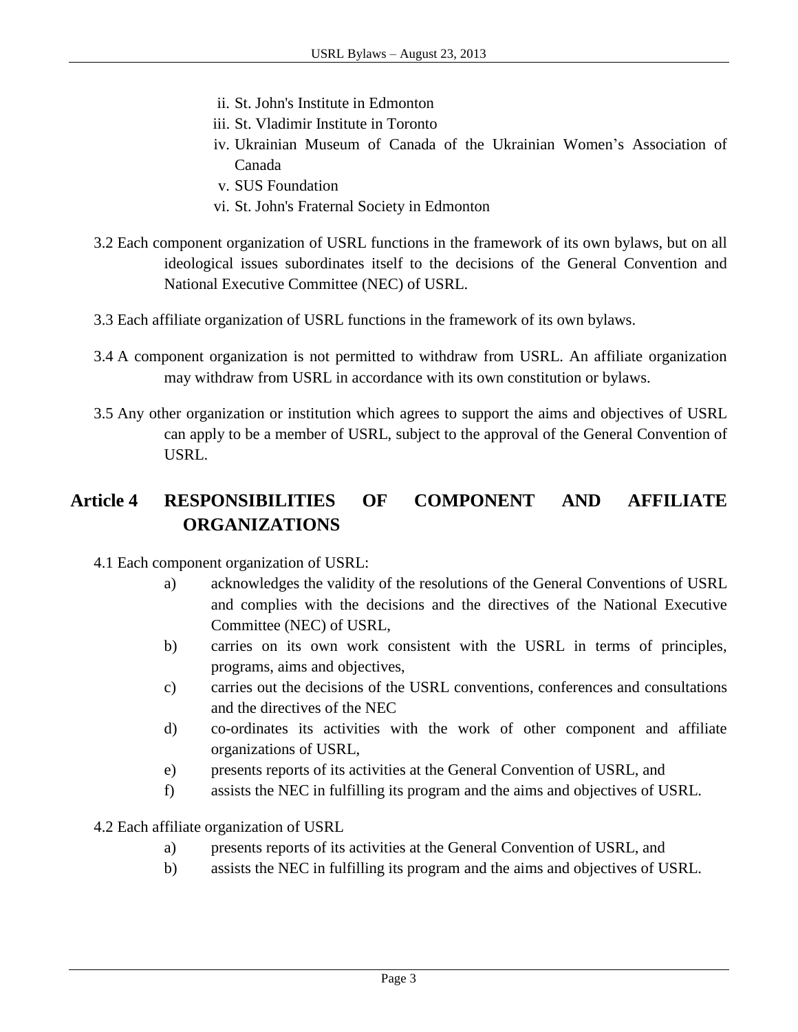ii. St. John's Institute in Edmonton
iii. St. Vladimir Institute in Toronto
iv. Ukrainian Museum of Canada of the Ukrainian Women's Association of Canada
v. SUS Foundation
vi. St. John's Fraternal Society in Edmonton

3.2 Each component organization of USRL functions in the framework of its own bylaws, but on all ideological issues subordinates itself to the decisions of the General Convention and National Executive Committee (NEC) of USRL.

3.3 Each affiliate organization of USRL functions in the framework of its own bylaws.

3.4 A component organization is not permitted to withdraw from USRL. An affiliate organization may withdraw from USRL in accordance with its own constitution or bylaws.

3.5 Any other organization or institution which agrees to support the aims and objectives of USRL can apply to be a member of USRL, subject to the approval of the General Convention of USRL.

## Article 4 RESPONSIBILITIES OF COMPONENT AND AFFILIATE ORGANIZATIONS

4.1 Each component organization of USRL:

a) acknowledges the validity of the resolutions of the General Conventions of USRL and complies with the decisions and the directives of the National Executive Committee (NEC) of USRL,

b) carries on its own work consistent with the USRL in terms of principles, programs, aims and objectives,

c) carries out the decisions of the USRL conventions, conferences and consultations and the directives of the NEC

d) co-ordinates its activities with the work of other component and affiliate organizations of USRL,

e) presents reports of its activities at the General Convention of USRL, and

f) assists the NEC in fulfilling its program and the aims and objectives of USRL.

4.2 Each affiliate organization of USRL

a) presents reports of its activities at the General Convention of USRL, and

b) assists the NEC in fulfilling its program and the aims and objectives of USRL.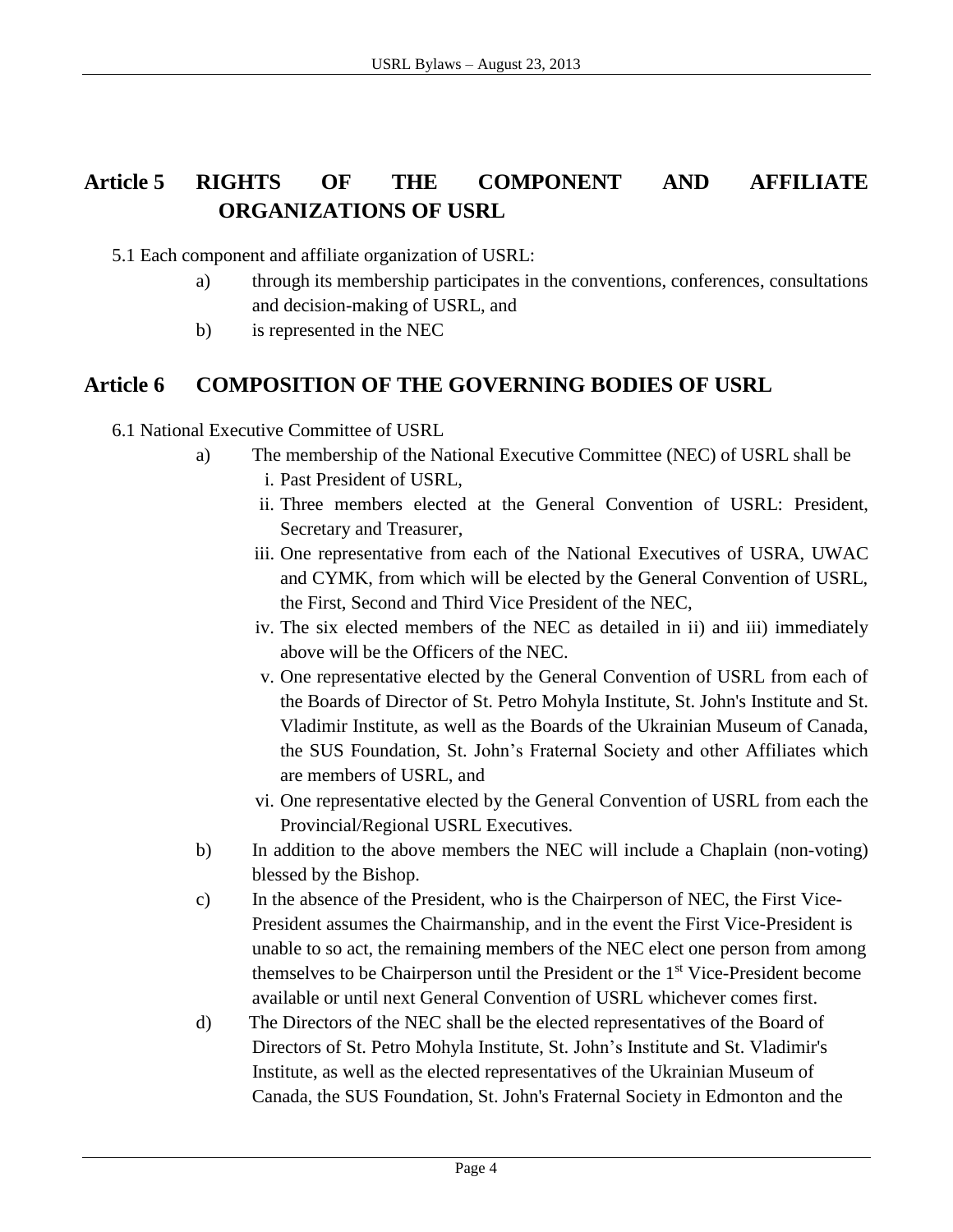## Article 5 RIGHTS OF THE COMPONENT AND AFFILIATE ORGANIZATIONS OF USRL

5.1 Each component and affiliate organization of USRL:

- a) through its membership participates in the conventions, conferences, consultations and decision-making of USRL, and
- b) is represented in the NEC

## Article 6 COMPOSITION OF THE GOVERNING BODIES OF USRL

6.1 National Executive Committee of USRL

- a) The membership of the National Executive Committee (NEC) of USRL shall be
  - i. Past President of USRL,
  - ii. Three members elected at the General Convention of USRL: President, Secretary and Treasurer,
  - iii. One representative from each of the National Executives of USRA, UWAC and CYMK, from which will be elected by the General Convention of USRL, the First, Second and Third Vice President of the NEC,
  - iv. The six elected members of the NEC as detailed in ii) and iii) immediately above will be the Officers of the NEC.
  - v. One representative elected by the General Convention of USRL from each of the Boards of Director of St. Petro Mohyla Institute, St. John's Institute and St. Vladimir Institute, as well as the Boards of the Ukrainian Museum of Canada, the SUS Foundation, St. John's Fraternal Society and other Affiliates which are members of USRL, and
  - vi. One representative elected by the General Convention of USRL from each the Provincial/Regional USRL Executives.
- b) In addition to the above members the NEC will include a Chaplain (non-voting) blessed by the Bishop.
- c) In the absence of the President, who is the Chairperson of NEC, the First Vice-President assumes the Chairmanship, and in the event the First Vice-President is unable to so act, the remaining members of the NEC elect one person from among themselves to be Chairperson until the President or the 1st Vice-President become available or until next General Convention of USRL whichever comes first.
- d) The Directors of the NEC shall be the elected representatives of the Board of Directors of St. Petro Mohyla Institute, St. John's Institute and St. Vladimir's Institute, as well as the elected representatives of the Ukrainian Museum of Canada, the SUS Foundation, St. John's Fraternal Society in Edmonton and the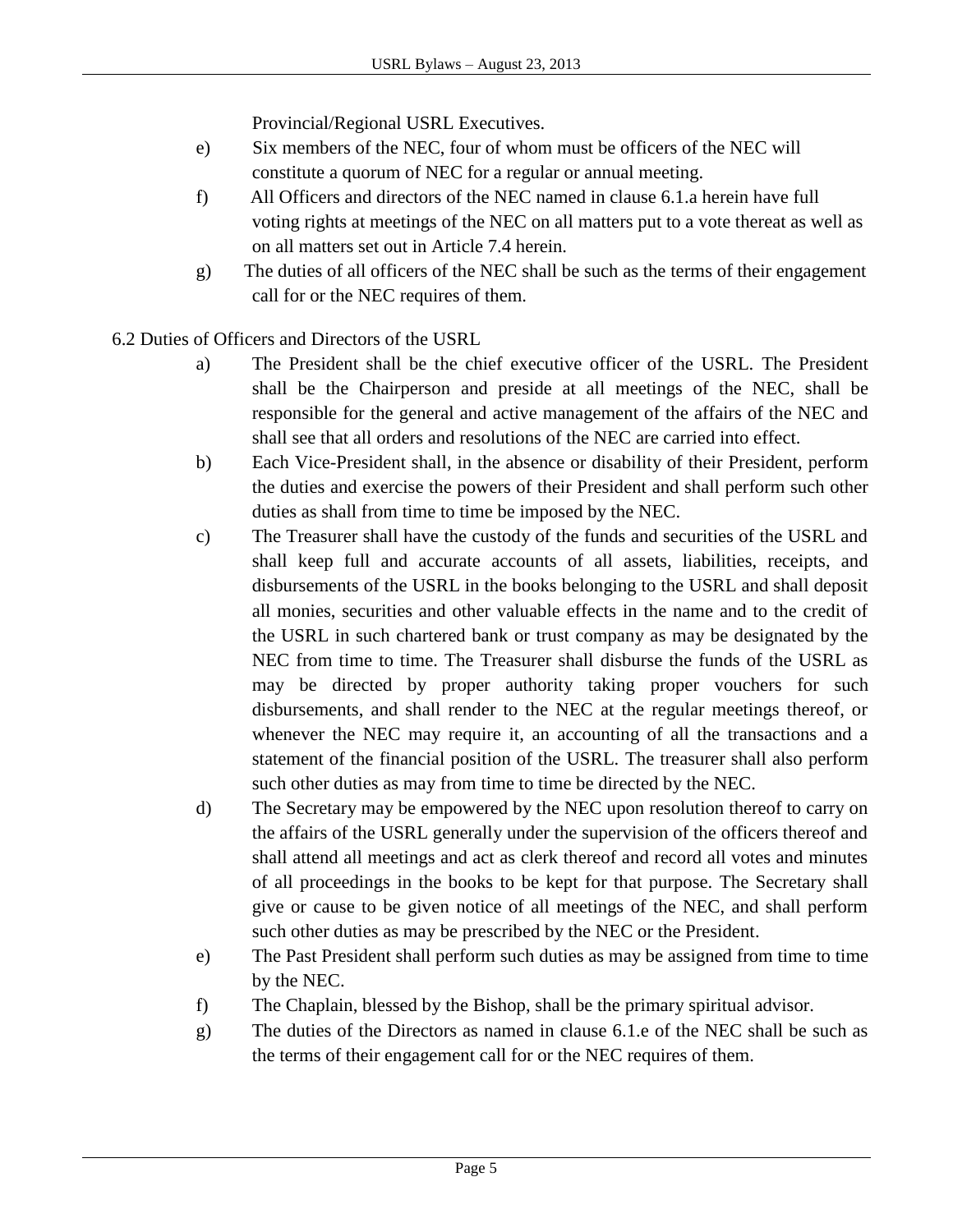Provincial/Regional USRL Executives.

e) Six members of the NEC, four of whom must be officers of the NEC will constitute a quorum of NEC for a regular or annual meeting.

f) All Officers and directors of the NEC named in clause 6.1.a herein have full voting rights at meetings of the NEC on all matters put to a vote thereat as well as on all matters set out in Article 7.4 herein.

g) The duties of all officers of the NEC shall be such as the terms of their engagement call for or the NEC requires of them.

6.2 Duties of Officers and Directors of the USRL

a) The President shall be the chief executive officer of the USRL. The President shall be the Chairperson and preside at all meetings of the NEC, shall be responsible for the general and active management of the affairs of the NEC and shall see that all orders and resolutions of the NEC are carried into effect.

b) Each Vice-President shall, in the absence or disability of their President, perform the duties and exercise the powers of their President and shall perform such other duties as shall from time to time be imposed by the NEC.

c) The Treasurer shall have the custody of the funds and securities of the USRL and shall keep full and accurate accounts of all assets, liabilities, receipts, and disbursements of the USRL in the books belonging to the USRL and shall deposit all monies, securities and other valuable effects in the name and to the credit of the USRL in such chartered bank or trust company as may be designated by the NEC from time to time. The Treasurer shall disburse the funds of the USRL as may be directed by proper authority taking proper vouchers for such disbursements, and shall render to the NEC at the regular meetings thereof, or whenever the NEC may require it, an accounting of all the transactions and a statement of the financial position of the USRL. The treasurer shall also perform such other duties as may from time to time be directed by the NEC.

d) The Secretary may be empowered by the NEC upon resolution thereof to carry on the affairs of the USRL generally under the supervision of the officers thereof and shall attend all meetings and act as clerk thereof and record all votes and minutes of all proceedings in the books to be kept for that purpose. The Secretary shall give or cause to be given notice of all meetings of the NEC, and shall perform such other duties as may be prescribed by the NEC or the President.

e) The Past President shall perform such duties as may be assigned from time to time by the NEC.

f) The Chaplain, blessed by the Bishop, shall be the primary spiritual advisor.

g) The duties of the Directors as named in clause 6.1.e of the NEC shall be such as the terms of their engagement call for or the NEC requires of them.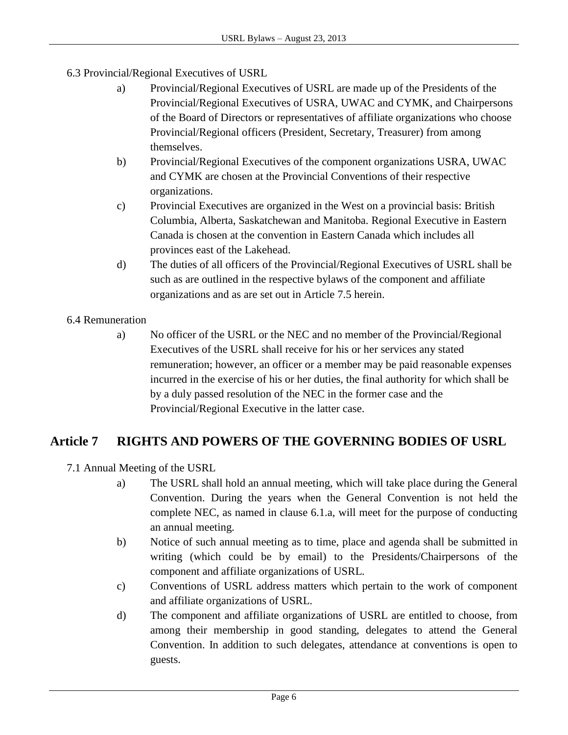6.3 Provincial/Regional Executives of USRL

a) Provincial/Regional Executives of USRL are made up of the Presidents of the Provincial/Regional Executives of USRA, UWAC and CYMK, and Chairpersons of the Board of Directors or representatives of affiliate organizations who choose Provincial/Regional officers (President, Secretary, Treasurer) from among themselves.

b) Provincial/Regional Executives of the component organizations USRA, UWAC and CYMK are chosen at the Provincial Conventions of their respective organizations.

c) Provincial Executives are organized in the West on a provincial basis: British Columbia, Alberta, Saskatchewan and Manitoba. Regional Executive in Eastern Canada is chosen at the convention in Eastern Canada which includes all provinces east of the Lakehead.

d) The duties of all officers of the Provincial/Regional Executives of USRL shall be such as are outlined in the respective bylaws of the component and affiliate organizations and as are set out in Article 7.5 herein.

6.4 Remuneration

a) No officer of the USRL or the NEC and no member of the Provincial/Regional Executives of the USRL shall receive for his or her services any stated remuneration; however, an officer or a member may be paid reasonable expenses incurred in the exercise of his or her duties, the final authority for which shall be by a duly passed resolution of the NEC in the former case and the Provincial/Regional Executive in the latter case.

## Article 7 RIGHTS AND POWERS OF THE GOVERNING BODIES OF USRL

7.1 Annual Meeting of the USRL

a) The USRL shall hold an annual meeting, which will take place during the General Convention. During the years when the General Convention is not held the complete NEC, as named in clause 6.1.a, will meet for the purpose of conducting an annual meeting.

b) Notice of such annual meeting as to time, place and agenda shall be submitted in writing (which could be by email) to the Presidents/Chairpersons of the component and affiliate organizations of USRL.

c) Conventions of USRL address matters which pertain to the work of component and affiliate organizations of USRL.

d) The component and affiliate organizations of USRL are entitled to choose, from among their membership in good standing, delegates to attend the General Convention. In addition to such delegates, attendance at conventions is open to guests.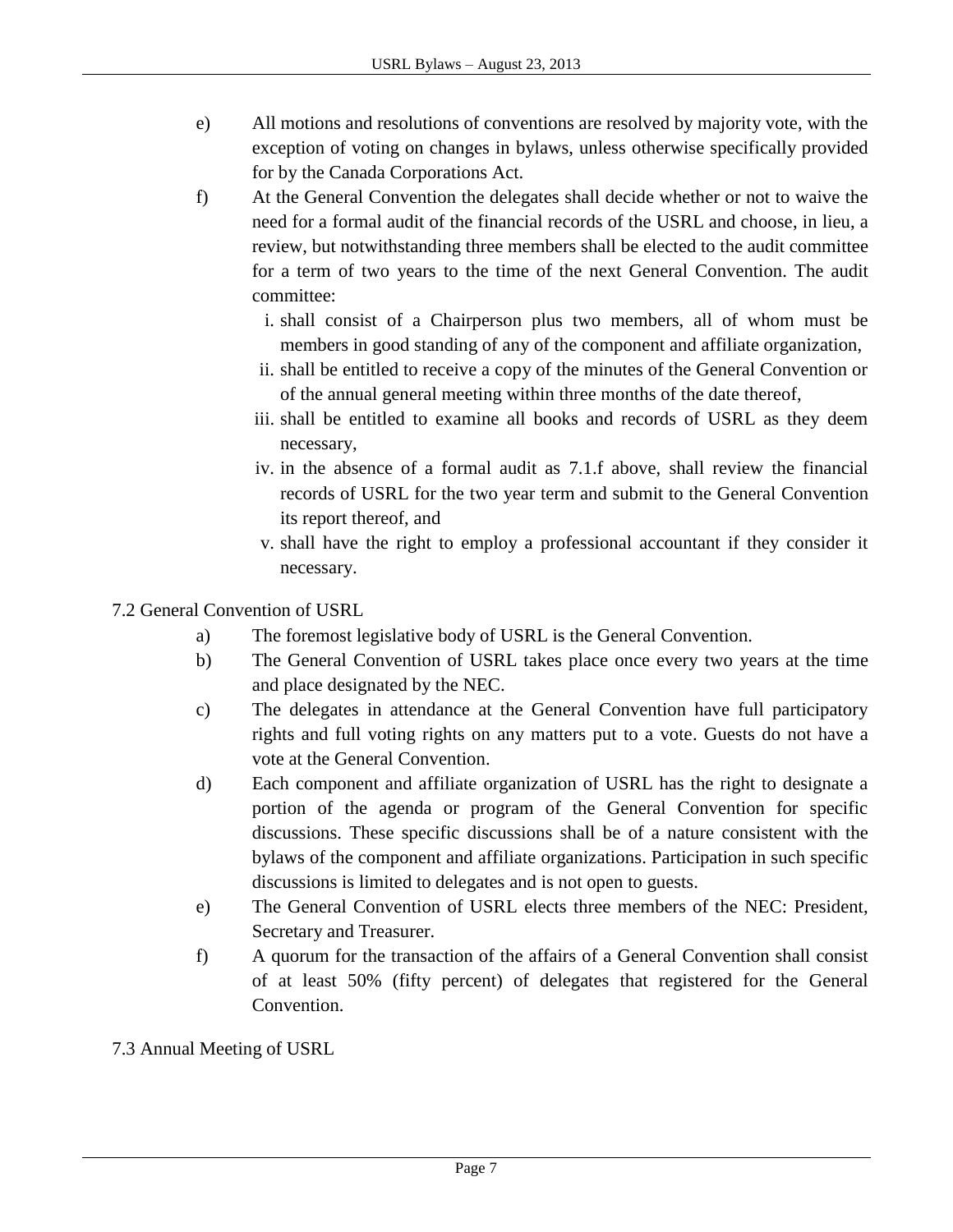e) All motions and resolutions of conventions are resolved by majority vote, with the exception of voting on changes in bylaws, unless otherwise specifically provided for by the Canada Corporations Act.

f) At the General Convention the delegates shall decide whether or not to waive the need for a formal audit of the financial records of the USRL and choose, in lieu, a review, but notwithstanding three members shall be elected to the audit committee for a term of two years to the time of the next General Convention. The audit committee:

   i. shall consist of a Chairperson plus two members, all of whom must be members in good standing of any of the component and affiliate organization,
   ii. shall be entitled to receive a copy of the minutes of the General Convention or of the annual general meeting within three months of the date thereof,
   iii. shall be entitled to examine all books and records of USRL as they deem necessary,
   iv. in the absence of a formal audit as 7.1.f above, shall review the financial records of USRL for the two year term and submit to the General Convention its report thereof, and
   v. shall have the right to employ a professional accountant if they consider it necessary.

7.2 General Convention of USRL

a) The foremost legislative body of USRL is the General Convention.

b) The General Convention of USRL takes place once every two years at the time and place designated by the NEC.

c) The delegates in attendance at the General Convention have full participatory rights and full voting rights on any matters put to a vote. Guests do not have a vote at the General Convention.

d) Each component and affiliate organization of USRL has the right to designate a portion of the agenda or program of the General Convention for specific discussions. These specific discussions shall be of a nature consistent with the bylaws of the component and affiliate organizations. Participation in such specific discussions is limited to delegates and is not open to guests.

e) The General Convention of USRL elects three members of the NEC: President, Secretary and Treasurer.

f) A quorum for the transaction of the affairs of a General Convention shall consist of at least 50% (fifty percent) of delegates that registered for the General Convention.

7.3 Annual Meeting of USRL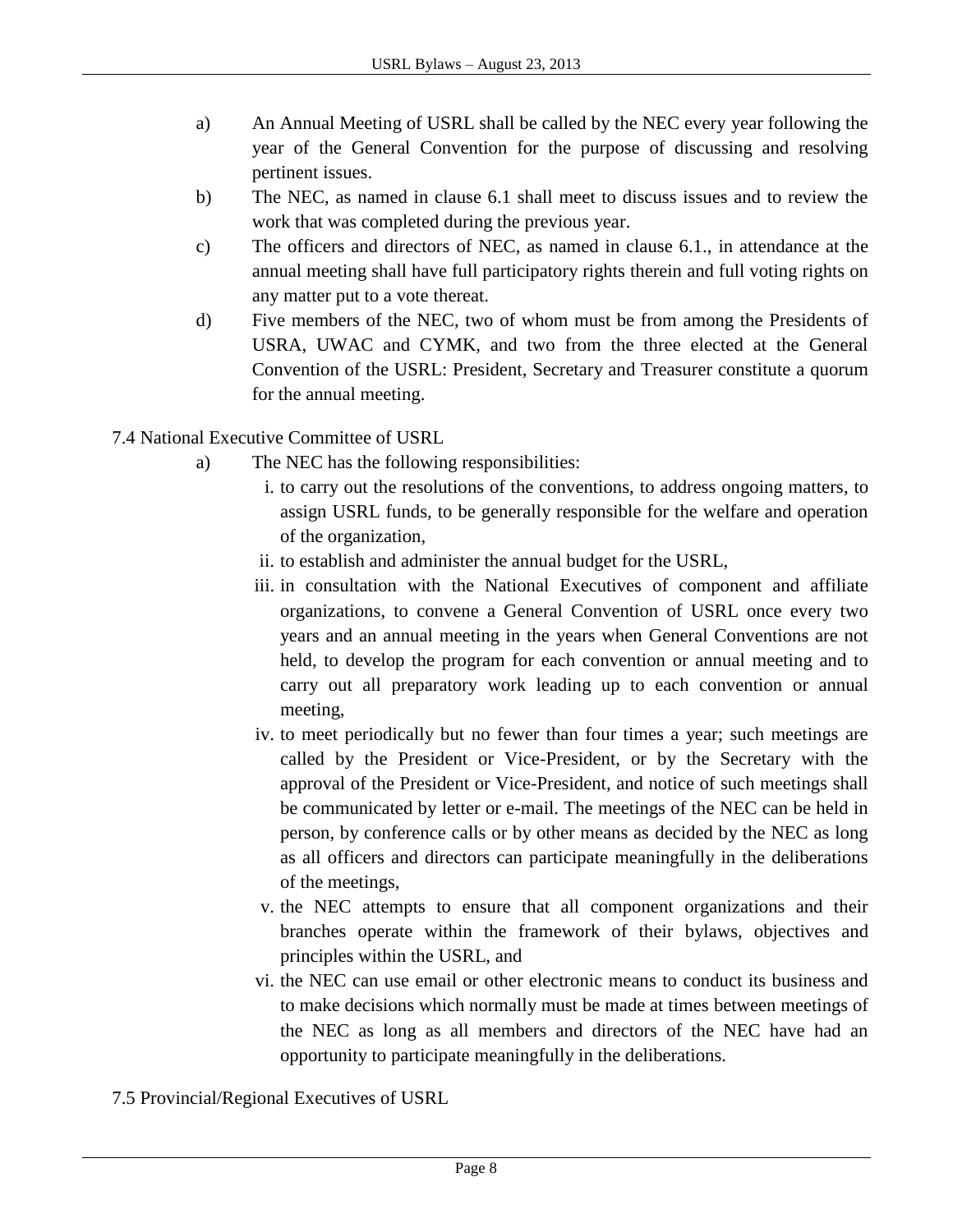a) An Annual Meeting of USRL shall be called by the NEC every year following the year of the General Convention for the purpose of discussing and resolving pertinent issues.

b) The NEC, as named in clause 6.1 shall meet to discuss issues and to review the work that was completed during the previous year.

c) The officers and directors of NEC, as named in clause 6.1., in attendance at the annual meeting shall have full participatory rights therein and full voting rights on any matter put to a vote thereat.

d) Five members of the NEC, two of whom must be from among the Presidents of USRA, UWAC and CYMK, and two from the three elected at the General Convention of the USRL: President, Secretary and Treasurer constitute a quorum for the annual meeting.

7.4 National Executive Committee of USRL

a) The NEC has the following responsibilities:

   i. to carry out the resolutions of the conventions, to address ongoing matters, to assign USRL funds, to be generally responsible for the welfare and operation of the organization,

   ii. to establish and administer the annual budget for the USRL,

   iii. in consultation with the National Executives of component and affiliate organizations, to convene a General Convention of USRL once every two years and an annual meeting in the years when General Conventions are not held, to develop the program for each convention or annual meeting and to carry out all preparatory work leading up to each convention or annual meeting,

   iv. to meet periodically but no fewer than four times a year; such meetings are called by the President or Vice-President, or by the Secretary with the approval of the President or Vice-President, and notice of such meetings shall be communicated by letter or e-mail. The meetings of the NEC can be held in person, by conference calls or by other means as decided by the NEC as long as all officers and directors can participate meaningfully in the deliberations of the meetings,

   v. the NEC attempts to ensure that all component organizations and their branches operate within the framework of their bylaws, objectives and principles within the USRL, and

   vi. the NEC can use email or other electronic means to conduct its business and to make decisions which normally must be made at times between meetings of the NEC as long as all members and directors of the NEC have had an opportunity to participate meaningfully in the deliberations.

7.5 Provincial/Regional Executives of USRL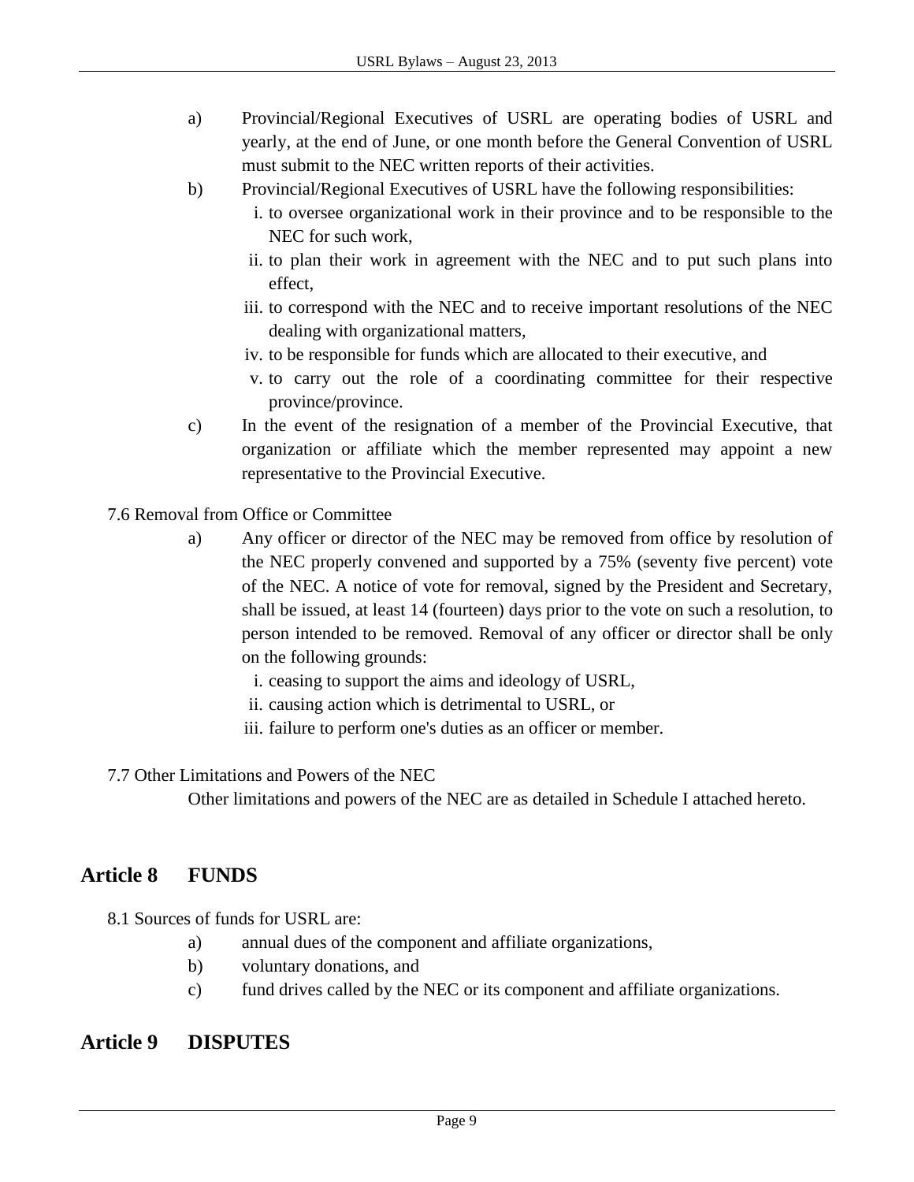a) Provincial/Regional Executives of USRL are operating bodies of USRL and yearly, at the end of June, or one month before the General Convention of USRL must submit to the NEC written reports of their activities.

b) Provincial/Regional Executives of USRL have the following responsibilities:

   i. to oversee organizational work in their province and to be responsible to the NEC for such work,
   ii. to plan their work in agreement with the NEC and to put such plans into effect,
   iii. to correspond with the NEC and to receive important resolutions of the NEC dealing with organizational matters,
   iv. to be responsible for funds which are allocated to their executive, and
   v. to carry out the role of a coordinating committee for their respective province/province.

c) In the event of the resignation of a member of the Provincial Executive, that organization or affiliate which the member represented may appoint a new representative to the Provincial Executive.

7.6 Removal from Office or Committee

a) Any officer or director of the NEC may be removed from office by resolution of the NEC properly convened and supported by a 75% (seventy five percent) vote of the NEC. A notice of vote for removal, signed by the President and Secretary, shall be issued, at least 14 (fourteen) days prior to the vote on such a resolution, to person intended to be removed. Removal of any officer or director shall be only on the following grounds:

   i. ceasing to support the aims and ideology of USRL,
   ii. causing action which is detrimental to USRL, or
   iii. failure to perform one's duties as an officer or member.

7.7 Other Limitations and Powers of the NEC

Other limitations and powers of the NEC are as detailed in Schedule I attached hereto.

## Article 8 FUNDS

8.1 Sources of funds for USRL are:

a) annual dues of the component and affiliate organizations,

b) voluntary donations, and

c) fund drives called by the NEC or its component and affiliate organizations.

## Article 9 DISPUTES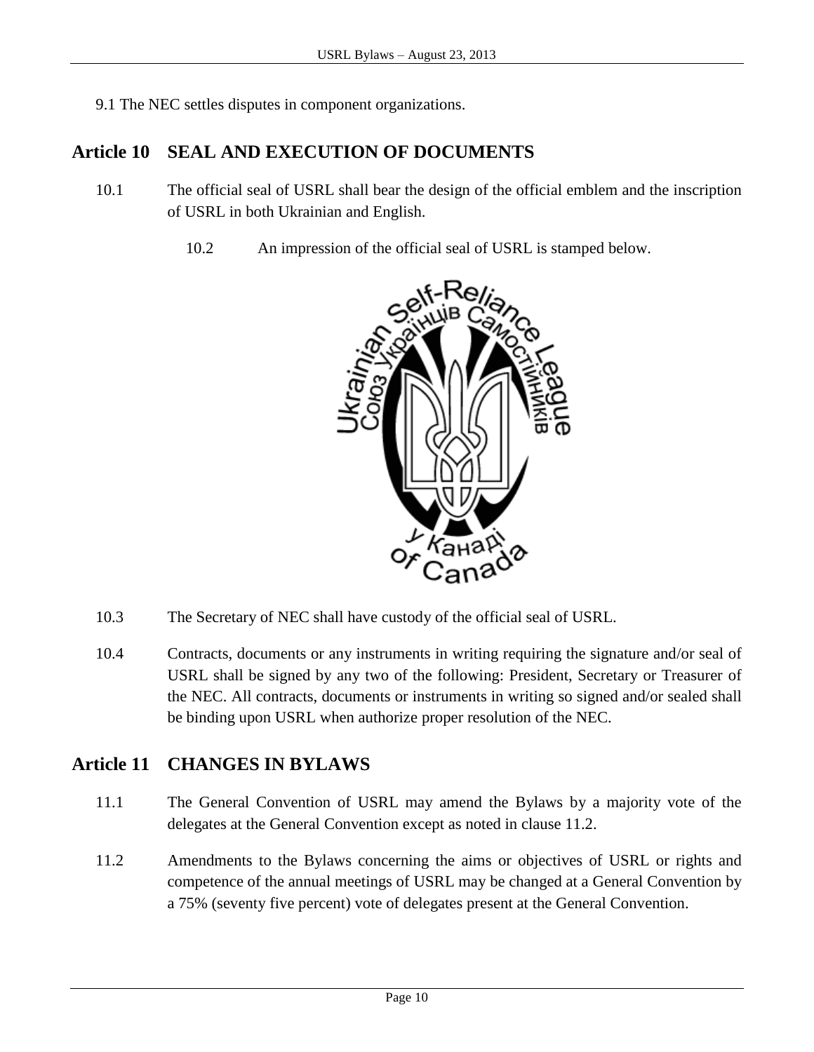9.1 The NEC settles disputes in component organizations.

## Article 10 SEAL AND EXECUTION OF DOCUMENTS

10.1 The official seal of USRL shall bear the design of the official emblem and the inscription of USRL in both Ukrainian and English.

10.2 An impression of the official seal of USRL is stamped below.

10.3 The Secretary of NEC shall have custody of the official seal of USRL.

10.4 Contracts, documents or any instruments in writing requiring the signature and/or seal of USRL shall be signed by any two of the following: President, Secretary or Treasurer of the NEC. All contracts, documents or instruments in writing so signed and/or sealed shall be binding upon USRL when authorize proper resolution of the NEC.

## Article 11 CHANGES IN BYLAWS

11.1 The General Convention of USRL may amend the Bylaws by a majority vote of the delegates at the General Convention except as noted in clause 11.2.

11.2 Amendments to the Bylaws concerning the aims or objectives of USRL or rights and competence of the annual meetings of USRL may be changed at a General Convention by a 75% (seventy five percent) vote of delegates present at the General Convention.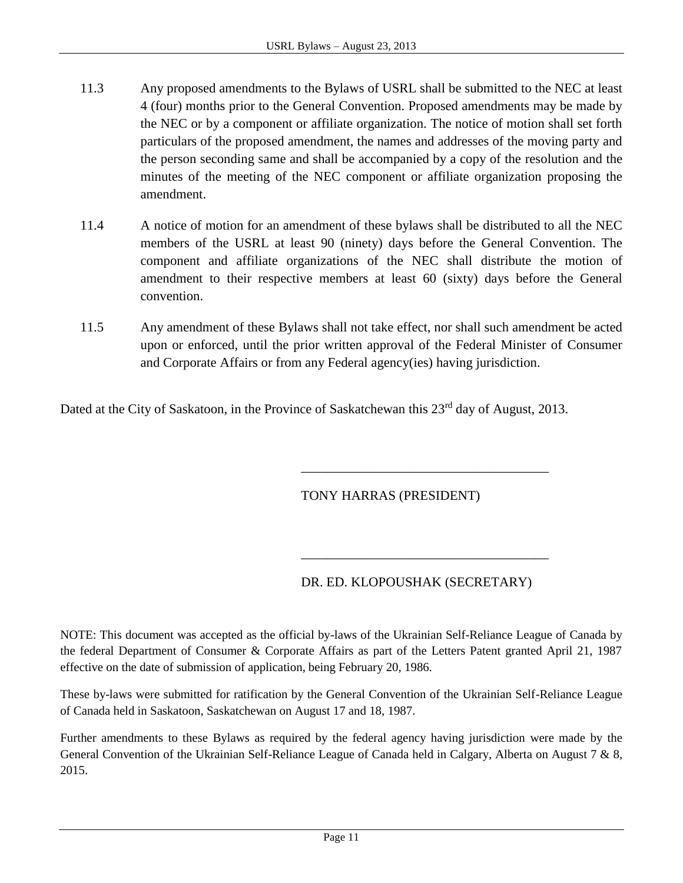11.3 Any proposed amendments to the Bylaws of USRL shall be submitted to the NEC at least 4 (four) months prior to the General Convention. Proposed amendments may be made by the NEC or by a component or affiliate organization. The notice of motion shall set forth particulars of the proposed amendment, the names and addresses of the moving party and the person seconding same and shall be accompanied by a copy of the resolution and the minutes of the meeting of the NEC component or affiliate organization proposing the amendment.

11.4 A notice of motion for an amendment of these bylaws shall be distributed to all the NEC members of the USRL at least 90 (ninety) days before the General Convention. The component and affiliate organizations of the NEC shall distribute the motion of amendment to their respective members at least 60 (sixty) days before the General convention.

11.5 Any amendment of these Bylaws shall not take effect, nor shall such amendment be acted upon or enforced, until the prior written approval of the Federal Minister of Consumer and Corporate Affairs or from any Federal agency(ies) having jurisdiction.

Dated at the City of Saskatoon, in the Province of Saskatchewan this 23rd day of August, 2013.

\_\_\_\_\_\_\_\_\_\_\_\_\_\_\_\_\_\_\_\_\_\_\_\_\_\_\_\_\_\_\_\_\_\_\_\_\_\_

TONY HARRAS (PRESIDENT)

\_\_\_\_\_\_\_\_\_\_\_\_\_\_\_\_\_\_\_\_\_\_\_\_\_\_\_\_\_\_\_\_\_\_\_\_\_\_

DR. ED. KLOPOUSHAK (SECRETARY)

NOTE: This document was accepted as the official by-laws of the Ukrainian Self-Reliance League of Canada by the federal Department of Consumer & Corporate Affairs as part of the Letters Patent granted April 21, 1987 effective on the date of submission of application, being February 20, 1986.

These by-laws were submitted for ratification by the General Convention of the Ukrainian Self-Reliance League of Canada held in Saskatoon, Saskatchewan on August 17 and 18, 1987.

Further amendments to these Bylaws as required by the federal agency having jurisdiction were made by the General Convention of the Ukrainian Self-Reliance League of Canada held in Calgary, Alberta on August 7 & 8, 2015.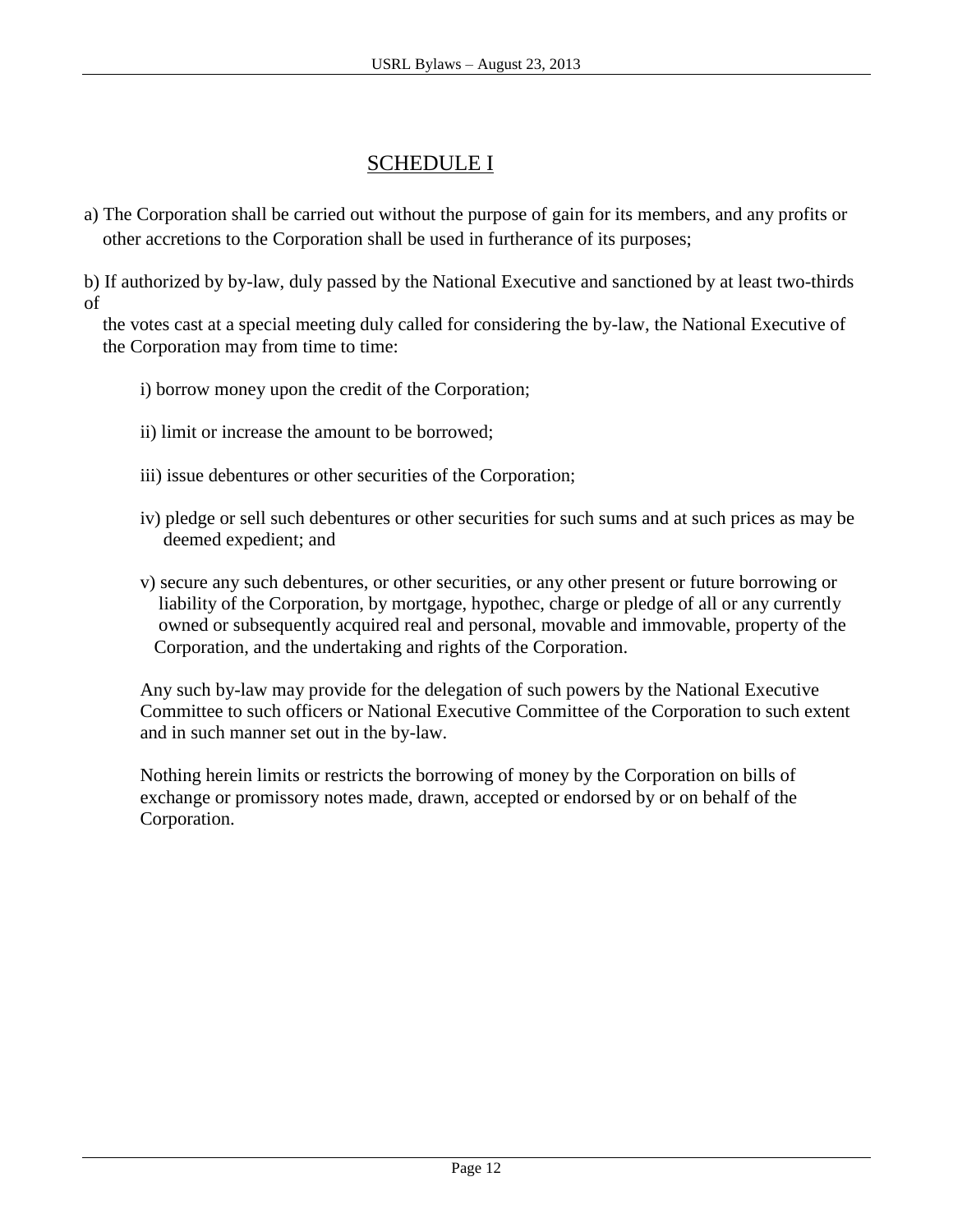# SCHEDULE I

a) The Corporation shall be carried out without the purpose of gain for its members, and any profits or other accretions to the Corporation shall be used in furtherance of its purposes;

b) If authorized by by-law, duly passed by the National Executive and sanctioned by at least two-thirds of the votes cast at a special meeting duly called for considering the by-law, the National Executive of the Corporation may from time to time:

- i) borrow money upon the credit of the Corporation;
- ii) limit or increase the amount to be borrowed;
- iii) issue debentures or other securities of the Corporation;
- iv) pledge or sell such debentures or other securities for such sums and at such prices as may be deemed expedient; and
- v) secure any such debentures, or other securities, or any other present or future borrowing or liability of the Corporation, by mortgage, hypothec, charge or pledge of all or any currently owned or subsequently acquired real and personal, movable and immovable, property of the Corporation, and the undertaking and rights of the Corporation.

Any such by-law may provide for the delegation of such powers by the National Executive Committee to such officers or National Executive Committee of the Corporation to such extent and in such manner set out in the by-law.

Nothing herein limits or restricts the borrowing of money by the Corporation on bills of exchange or promissory notes made, drawn, accepted or endorsed by or on behalf of the Corporation.